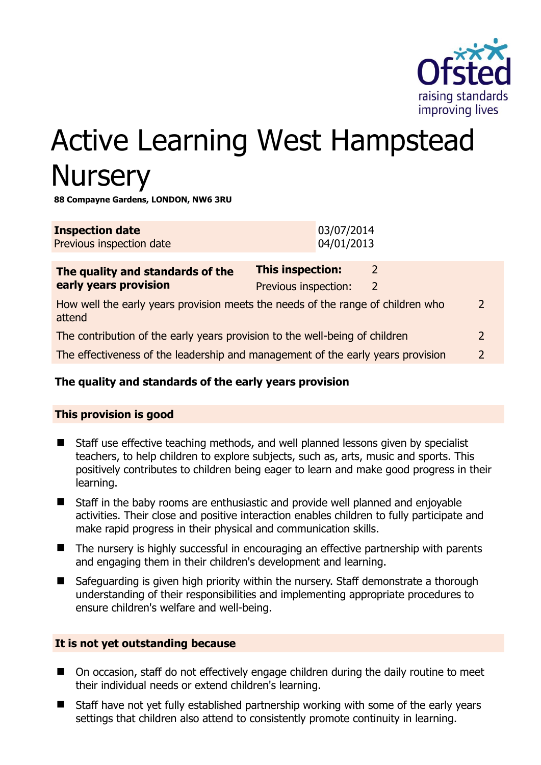# Active Learning West Hampstead Nursery

**88 Compayne Gardens, LONDON, NW6 3RU**

| **Inspection date** | 03/07/2014 |
|---|---|
| Previous inspection date | 04/01/2013 |

| **The quality and standards of the early years provision** | **This inspection:** | 2 |
|---|---|---|
| | Previous inspection: | 2 |
| How well the early years provision meets the needs of the range of children who attend | | 2 |
| The contribution of the early years provision to the well-being of children | | 2 |
| The effectiveness of the leadership and management of the early years provision | | 2 |

### The quality and standards of the early years provision

#### This provision is good

- Staff use effective teaching methods, and well planned lessons given by specialist teachers, to help children to explore subjects, such as, arts, music and sports. This positively contributes to children being eager to learn and make good progress in their learning.
- Staff in the baby rooms are enthusiastic and provide well planned and enjoyable activities. Their close and positive interaction enables children to fully participate and make rapid progress in their physical and communication skills.
- The nursery is highly successful in encouraging an effective partnership with parents and engaging them in their children's development and learning.
- Safeguarding is given high priority within the nursery. Staff demonstrate a thorough understanding of their responsibilities and implementing appropriate procedures to ensure children's welfare and well-being.

#### It is not yet outstanding because

- On occasion, staff do not effectively engage children during the daily routine to meet their individual needs or extend children's learning.
- Staff have not yet fully established partnership working with some of the early years settings that children also attend to consistently promote continuity in learning.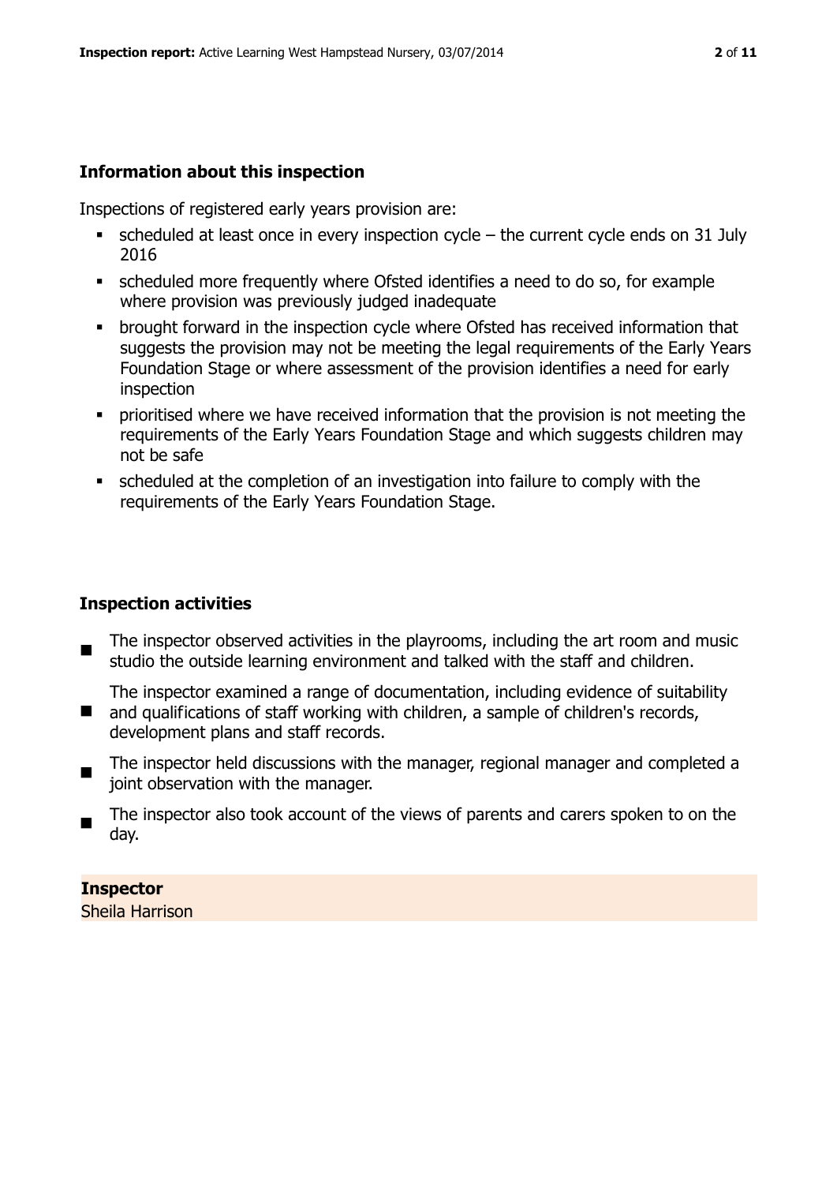## Information about this inspection

Inspections of registered early years provision are:

- scheduled at least once in every inspection cycle – the current cycle ends on 31 July 2016
- scheduled more frequently where Ofsted identifies a need to do so, for example where provision was previously judged inadequate
- brought forward in the inspection cycle where Ofsted has received information that suggests the provision may not be meeting the legal requirements of the Early Years Foundation Stage or where assessment of the provision identifies a need for early inspection
- prioritised where we have received information that the provision is not meeting the requirements of the Early Years Foundation Stage and which suggests children may not be safe
- scheduled at the completion of an investigation into failure to comply with the requirements of the Early Years Foundation Stage.

## Inspection activities

- The inspector observed activities in the playrooms, including the art room and music studio the outside learning environment and talked with the staff and children.
- The inspector examined a range of documentation, including evidence of suitability and qualifications of staff working with children, a sample of children's records, development plans and staff records.
- The inspector held discussions with the manager, regional manager and completed a joint observation with the manager.
- The inspector also took account of the views of parents and carers spoken to on the day.

**Inspector**
Sheila Harrison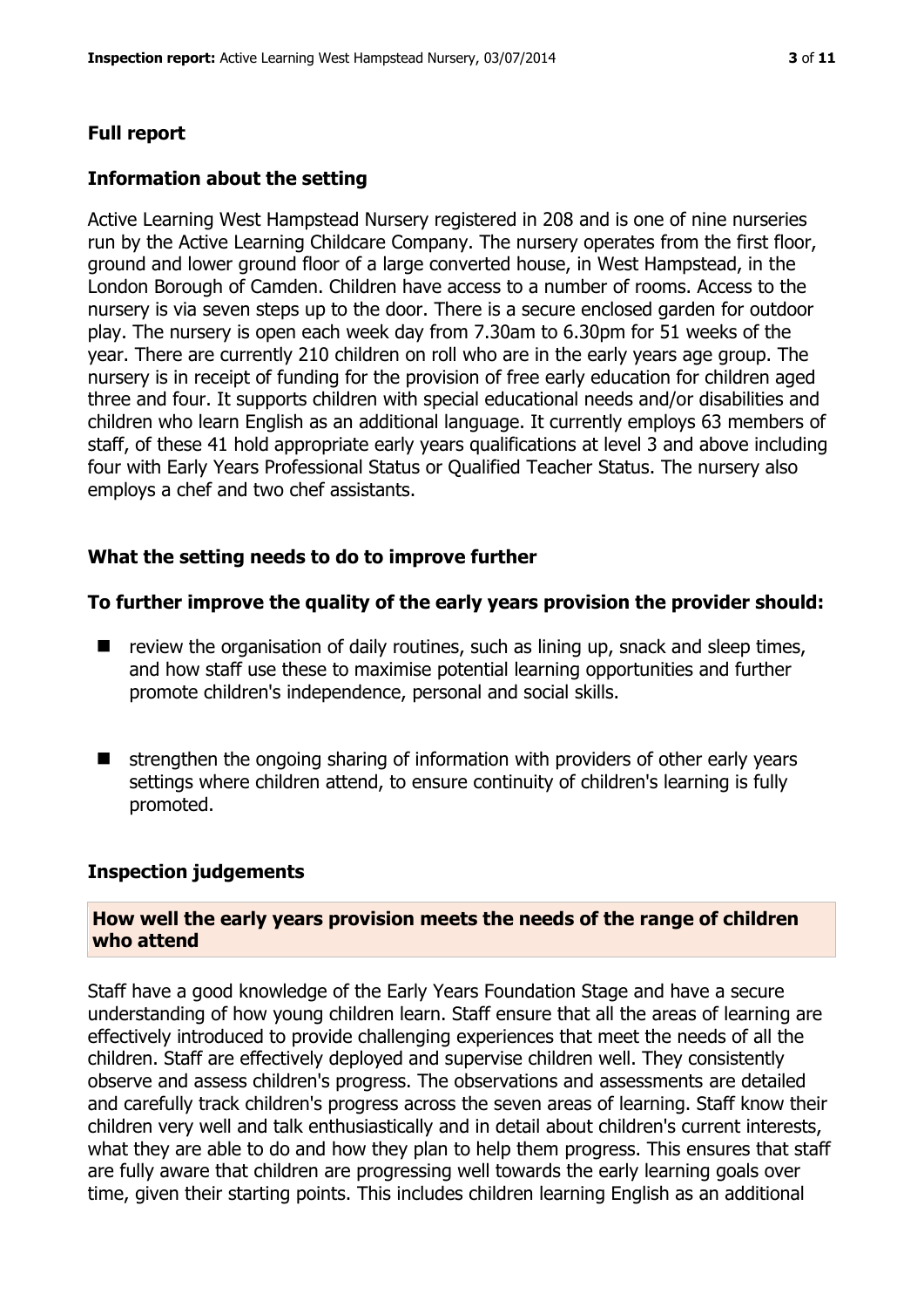## Full report

### Information about the setting

Active Learning West Hampstead Nursery registered in 208 and is one of nine nurseries run by the Active Learning Childcare Company. The nursery operates from the first floor, ground and lower ground floor of a large converted house, in West Hampstead, in the London Borough of Camden. Children have access to a number of rooms. Access to the nursery is via seven steps up to the door. There is a secure enclosed garden for outdoor play. The nursery is open each week day from 7.30am to 6.30pm for 51 weeks of the year. There are currently 210 children on roll who are in the early years age group. The nursery is in receipt of funding for the provision of free early education for children aged three and four. It supports children with special educational needs and/or disabilities and children who learn English as an additional language. It currently employs 63 members of staff, of these 41 hold appropriate early years qualifications at level 3 and above including four with Early Years Professional Status or Qualified Teacher Status. The nursery also employs a chef and two chef assistants.

### What the setting needs to do to improve further

### To further improve the quality of the early years provision the provider should:

- review the organisation of daily routines, such as lining up, snack and sleep times, and how staff use these to maximise potential learning opportunities and further promote children's independence, personal and social skills.
- strengthen the ongoing sharing of information with providers of other early years settings where children attend, to ensure continuity of children's learning is fully promoted.

### Inspection judgements

#### How well the early years provision meets the needs of the range of children who attend

Staff have a good knowledge of the Early Years Foundation Stage and have a secure understanding of how young children learn. Staff ensure that all the areas of learning are effectively introduced to provide challenging experiences that meet the needs of all the children. Staff are effectively deployed and supervise children well. They consistently observe and assess children's progress. The observations and assessments are detailed and carefully track children's progress across the seven areas of learning. Staff know their children very well and talk enthusiastically and in detail about children's current interests, what they are able to do and how they plan to help them progress. This ensures that staff are fully aware that children are progressing well towards the early learning goals over time, given their starting points. This includes children learning English as an additional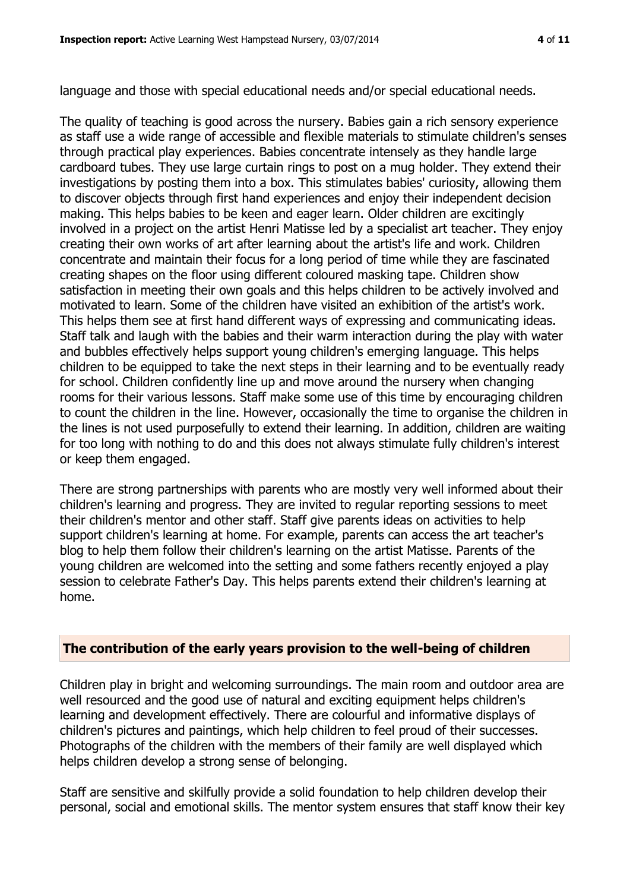language and those with special educational needs and/or special educational needs.

The quality of teaching is good across the nursery. Babies gain a rich sensory experience as staff use a wide range of accessible and flexible materials to stimulate children's senses through practical play experiences. Babies concentrate intensely as they handle large cardboard tubes. They use large curtain rings to post on a mug holder. They extend their investigations by posting them into a box. This stimulates babies' curiosity, allowing them to discover objects through first hand experiences and enjoy their independent decision making. This helps babies to be keen and eager learn. Older children are excitingly involved in a project on the artist Henri Matisse led by a specialist art teacher. They enjoy creating their own works of art after learning about the artist's life and work. Children concentrate and maintain their focus for a long period of time while they are fascinated creating shapes on the floor using different coloured masking tape. Children show satisfaction in meeting their own goals and this helps children to be actively involved and motivated to learn. Some of the children have visited an exhibition of the artist's work. This helps them see at first hand different ways of expressing and communicating ideas. Staff talk and laugh with the babies and their warm interaction during the play with water and bubbles effectively helps support young children's emerging language. This helps children to be equipped to take the next steps in their learning and to be eventually ready for school. Children confidently line up and move around the nursery when changing rooms for their various lessons. Staff make some use of this time by encouraging children to count the children in the line. However, occasionally the time to organise the children in the lines is not used purposefully to extend their learning. In addition, children are waiting for too long with nothing to do and this does not always stimulate fully children's interest or keep them engaged.

There are strong partnerships with parents who are mostly very well informed about their children's learning and progress. They are invited to regular reporting sessions to meet their children's mentor and other staff. Staff give parents ideas on activities to help support children's learning at home. For example, parents can access the art teacher's blog to help them follow their children's learning on the artist Matisse. Parents of the young children are welcomed into the setting and some fathers recently enjoyed a play session to celebrate Father's Day. This helps parents extend their children's learning at home.

## The contribution of the early years provision to the well-being of children

Children play in bright and welcoming surroundings. The main room and outdoor area are well resourced and the good use of natural and exciting equipment helps children's learning and development effectively. There are colourful and informative displays of children's pictures and paintings, which help children to feel proud of their successes. Photographs of the children with the members of their family are well displayed which helps children develop a strong sense of belonging.

Staff are sensitive and skilfully provide a solid foundation to help children develop their personal, social and emotional skills. The mentor system ensures that staff know their key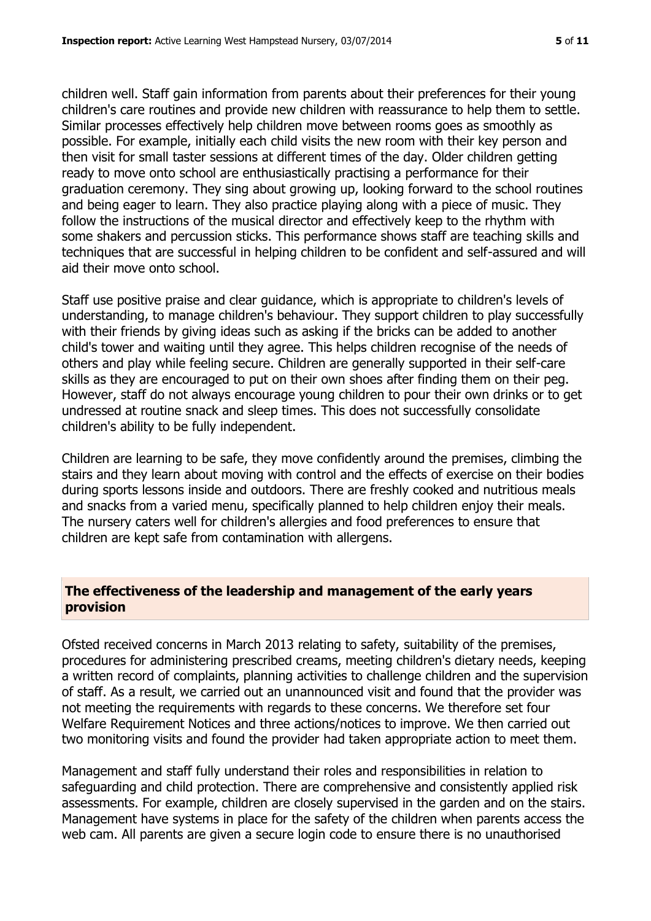children well. Staff gain information from parents about their preferences for their young children's care routines and provide new children with reassurance to help them to settle. Similar processes effectively help children move between rooms goes as smoothly as possible. For example, initially each child visits the new room with their key person and then visit for small taster sessions at different times of the day. Older children getting ready to move onto school are enthusiastically practising a performance for their graduation ceremony. They sing about growing up, looking forward to the school routines and being eager to learn. They also practice playing along with a piece of music. They follow the instructions of the musical director and effectively keep to the rhythm with some shakers and percussion sticks. This performance shows staff are teaching skills and techniques that are successful in helping children to be confident and self-assured and will aid their move onto school.

Staff use positive praise and clear guidance, which is appropriate to children's levels of understanding, to manage children's behaviour. They support children to play successfully with their friends by giving ideas such as asking if the bricks can be added to another child's tower and waiting until they agree. This helps children recognise of the needs of others and play while feeling secure. Children are generally supported in their self-care skills as they are encouraged to put on their own shoes after finding them on their peg. However, staff do not always encourage young children to pour their own drinks or to get undressed at routine snack and sleep times. This does not successfully consolidate children's ability to be fully independent.

Children are learning to be safe, they move confidently around the premises, climbing the stairs and they learn about moving with control and the effects of exercise on their bodies during sports lessons inside and outdoors. There are freshly cooked and nutritious meals and snacks from a varied menu, specifically planned to help children enjoy their meals. The nursery caters well for children's allergies and food preferences to ensure that children are kept safe from contamination with allergens.

## The effectiveness of the leadership and management of the early years provision

Ofsted received concerns in March 2013 relating to safety, suitability of the premises, procedures for administering prescribed creams, meeting children's dietary needs, keeping a written record of complaints, planning activities to challenge children and the supervision of staff. As a result, we carried out an unannounced visit and found that the provider was not meeting the requirements with regards to these concerns. We therefore set four Welfare Requirement Notices and three actions/notices to improve. We then carried out two monitoring visits and found the provider had taken appropriate action to meet them.

Management and staff fully understand their roles and responsibilities in relation to safeguarding and child protection. There are comprehensive and consistently applied risk assessments. For example, children are closely supervised in the garden and on the stairs. Management have systems in place for the safety of the children when parents access the web cam. All parents are given a secure login code to ensure there is no unauthorised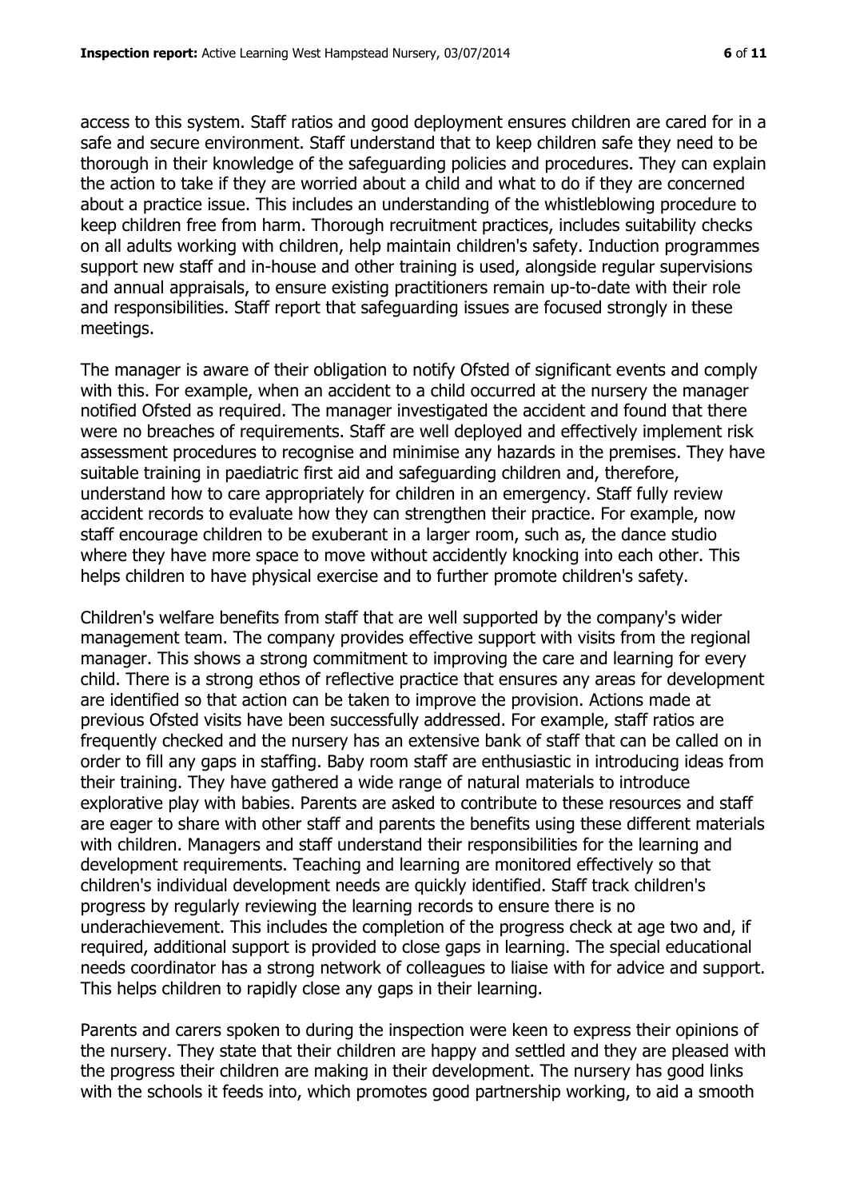access to this system. Staff ratios and good deployment ensures children are cared for in a safe and secure environment. Staff understand that to keep children safe they need to be thorough in their knowledge of the safeguarding policies and procedures. They can explain the action to take if they are worried about a child and what to do if they are concerned about a practice issue. This includes an understanding of the whistleblowing procedure to keep children free from harm. Thorough recruitment practices, includes suitability checks on all adults working with children, help maintain children's safety. Induction programmes support new staff and in-house and other training is used, alongside regular supervisions and annual appraisals, to ensure existing practitioners remain up-to-date with their role and responsibilities. Staff report that safeguarding issues are focused strongly in these meetings.

The manager is aware of their obligation to notify Ofsted of significant events and comply with this. For example, when an accident to a child occurred at the nursery the manager notified Ofsted as required. The manager investigated the accident and found that there were no breaches of requirements. Staff are well deployed and effectively implement risk assessment procedures to recognise and minimise any hazards in the premises. They have suitable training in paediatric first aid and safeguarding children and, therefore, understand how to care appropriately for children in an emergency. Staff fully review accident records to evaluate how they can strengthen their practice. For example, now staff encourage children to be exuberant in a larger room, such as, the dance studio where they have more space to move without accidently knocking into each other. This helps children to have physical exercise and to further promote children's safety.

Children's welfare benefits from staff that are well supported by the company's wider management team. The company provides effective support with visits from the regional manager. This shows a strong commitment to improving the care and learning for every child. There is a strong ethos of reflective practice that ensures any areas for development are identified so that action can be taken to improve the provision. Actions made at previous Ofsted visits have been successfully addressed. For example, staff ratios are frequently checked and the nursery has an extensive bank of staff that can be called on in order to fill any gaps in staffing. Baby room staff are enthusiastic in introducing ideas from their training. They have gathered a wide range of natural materials to introduce explorative play with babies. Parents are asked to contribute to these resources and staff are eager to share with other staff and parents the benefits using these different materials with children. Managers and staff understand their responsibilities for the learning and development requirements. Teaching and learning are monitored effectively so that children's individual development needs are quickly identified. Staff track children's progress by regularly reviewing the learning records to ensure there is no underachievement. This includes the completion of the progress check at age two and, if required, additional support is provided to close gaps in learning. The special educational needs coordinator has a strong network of colleagues to liaise with for advice and support. This helps children to rapidly close any gaps in their learning.

Parents and carers spoken to during the inspection were keen to express their opinions of the nursery. They state that their children are happy and settled and they are pleased with the progress their children are making in their development. The nursery has good links with the schools it feeds into, which promotes good partnership working, to aid a smooth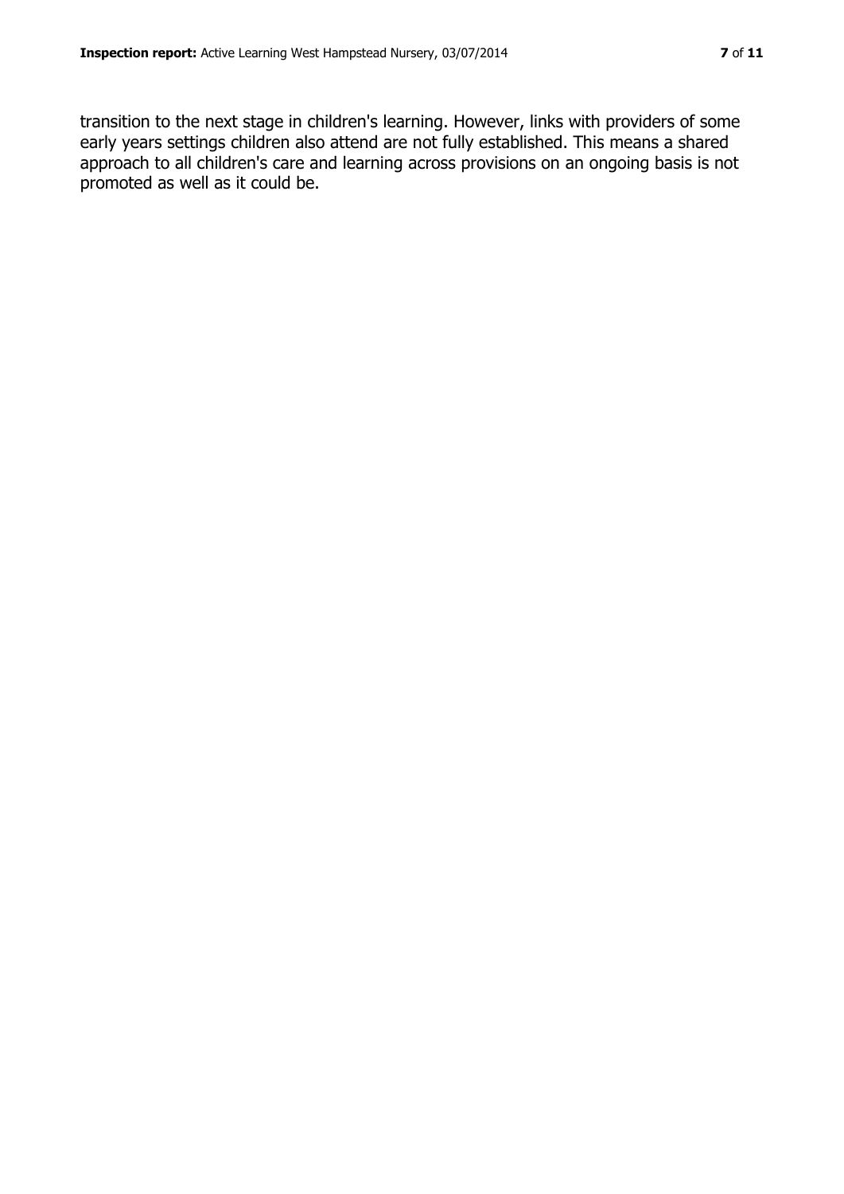transition to the next stage in children's learning. However, links with providers of some early years settings children also attend are not fully established. This means a shared approach to all children's care and learning across provisions on an ongoing basis is not promoted as well as it could be.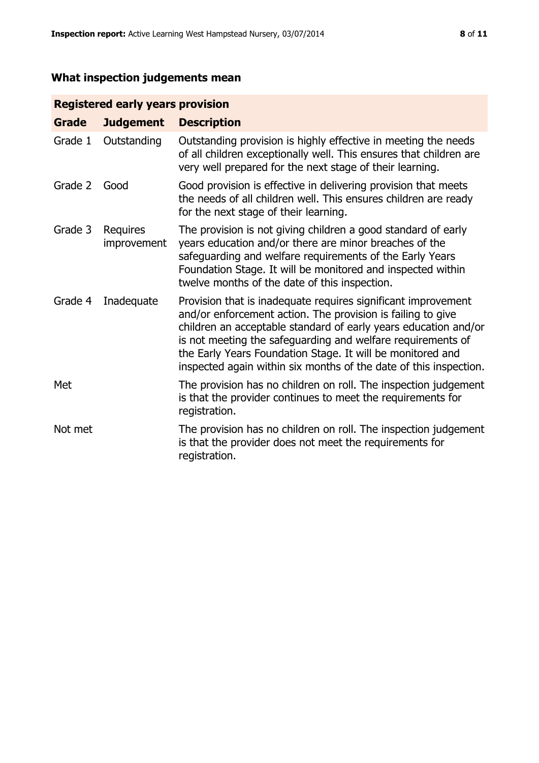## What inspection judgements mean

| Registered early years provision | | |
|---|---|---|
| **Grade** | **Judgement** | **Description** |
| Grade 1 | Outstanding | Outstanding provision is highly effective in meeting the needs of all children exceptionally well. This ensures that children are very well prepared for the next stage of their learning. |
| Grade 2 | Good | Good provision is effective in delivering provision that meets the needs of all children well. This ensures children are ready for the next stage of their learning. |
| Grade 3 | Requires improvement | The provision is not giving children a good standard of early years education and/or there are minor breaches of the safeguarding and welfare requirements of the Early Years Foundation Stage. It will be monitored and inspected within twelve months of the date of this inspection. |
| Grade 4 | Inadequate | Provision that is inadequate requires significant improvement and/or enforcement action. The provision is failing to give children an acceptable standard of early years education and/or is not meeting the safeguarding and welfare requirements of the Early Years Foundation Stage. It will be monitored and inspected again within six months of the date of this inspection. |
| Met | | The provision has no children on roll. The inspection judgement is that the provider continues to meet the requirements for registration. |
| Not met | | The provision has no children on roll. The inspection judgement is that the provider does not meet the requirements for registration. |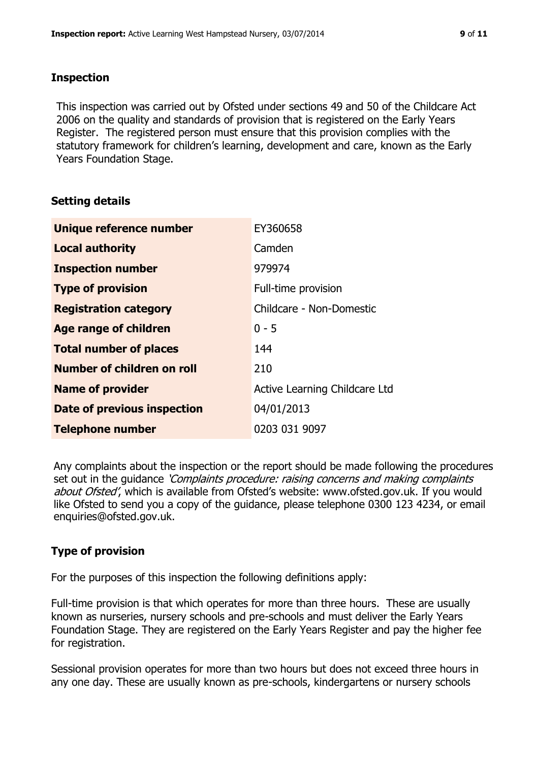## Inspection

This inspection was carried out by Ofsted under sections 49 and 50 of the Childcare Act 2006 on the quality and standards of provision that is registered on the Early Years Register. The registered person must ensure that this provision complies with the statutory framework for children's learning, development and care, known as the Early Years Foundation Stage.

## Setting details

| | |
|---|---|
| **Unique reference number** | EY360658 |
| **Local authority** | Camden |
| **Inspection number** | 979974 |
| **Type of provision** | Full-time provision |
| **Registration category** | Childcare - Non-Domestic |
| **Age range of children** | 0 - 5 |
| **Total number of places** | 144 |
| **Number of children on roll** | 210 |
| **Name of provider** | Active Learning Childcare Ltd |
| **Date of previous inspection** | 04/01/2013 |
| **Telephone number** | 0203 031 9097 |

Any complaints about the inspection or the report should be made following the procedures set out in the guidance *'Complaints procedure: raising concerns and making complaints about Ofsted'*, which is available from Ofsted's website: www.ofsted.gov.uk. If you would like Ofsted to send you a copy of the guidance, please telephone 0300 123 4234, or email enquiries@ofsted.gov.uk.

## Type of provision

For the purposes of this inspection the following definitions apply:

Full-time provision is that which operates for more than three hours. These are usually known as nurseries, nursery schools and pre-schools and must deliver the Early Years Foundation Stage. They are registered on the Early Years Register and pay the higher fee for registration.

Sessional provision operates for more than two hours but does not exceed three hours in any one day. These are usually known as pre-schools, kindergartens or nursery schools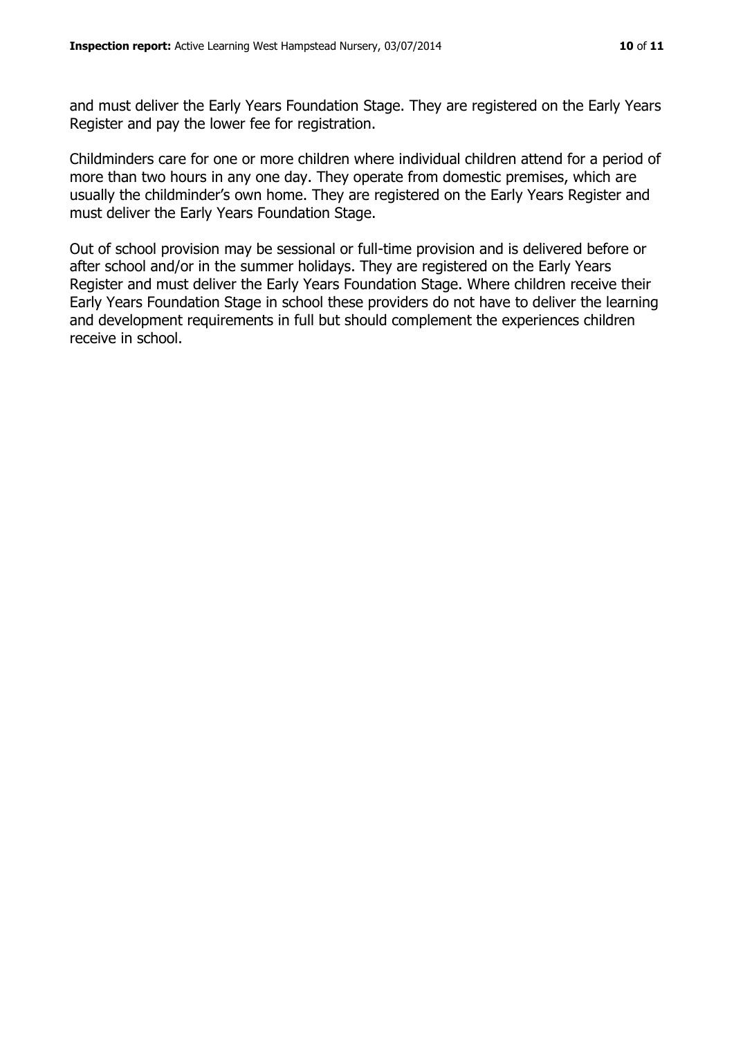and must deliver the Early Years Foundation Stage. They are registered on the Early Years Register and pay the lower fee for registration.

Childminders care for one or more children where individual children attend for a period of more than two hours in any one day. They operate from domestic premises, which are usually the childminder's own home. They are registered on the Early Years Register and must deliver the Early Years Foundation Stage.

Out of school provision may be sessional or full-time provision and is delivered before or after school and/or in the summer holidays. They are registered on the Early Years Register and must deliver the Early Years Foundation Stage. Where children receive their Early Years Foundation Stage in school these providers do not have to deliver the learning and development requirements in full but should complement the experiences children receive in school.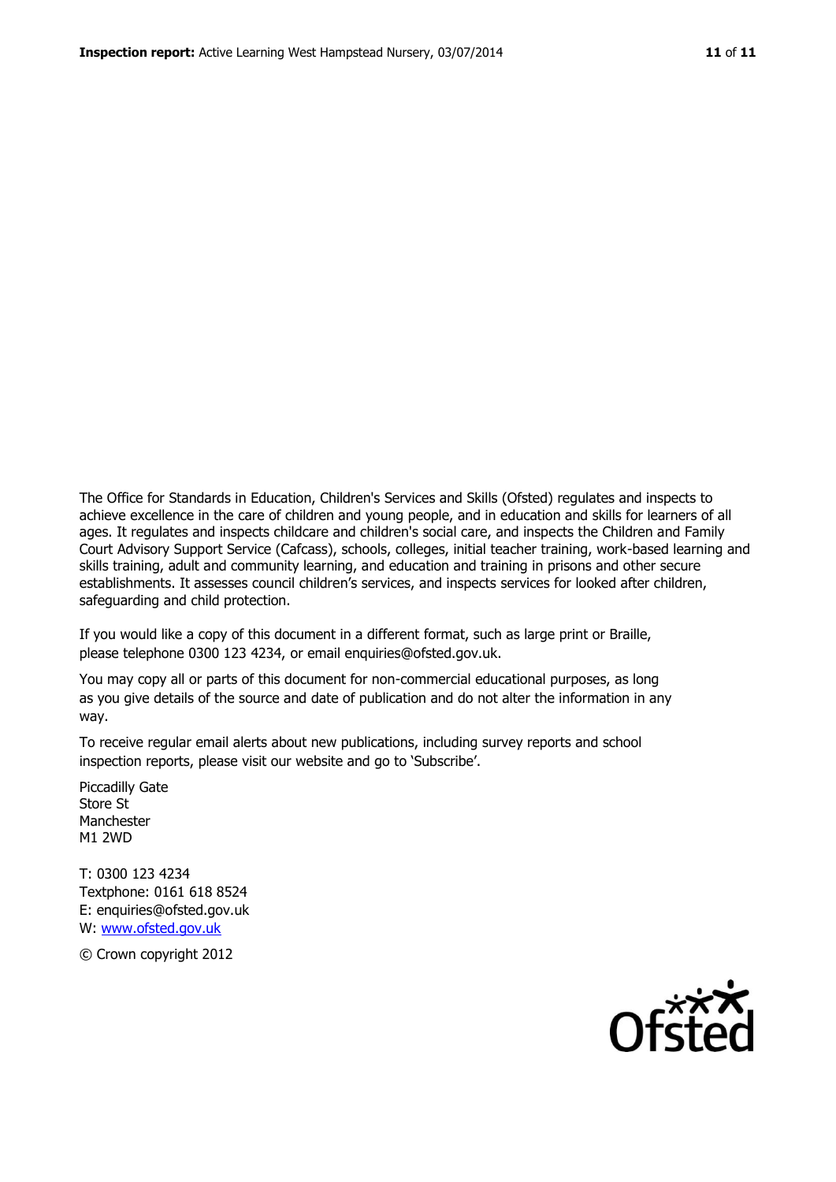The Office for Standards in Education, Children's Services and Skills (Ofsted) regulates and inspects to achieve excellence in the care of children and young people, and in education and skills for learners of all ages. It regulates and inspects childcare and children's social care, and inspects the Children and Family Court Advisory Support Service (Cafcass), schools, colleges, initial teacher training, work-based learning and skills training, adult and community learning, and education and training in prisons and other secure establishments. It assesses council children's services, and inspects services for looked after children, safeguarding and child protection.

If you would like a copy of this document in a different format, such as large print or Braille, please telephone 0300 123 4234, or email enquiries@ofsted.gov.uk.

You may copy all or parts of this document for non-commercial educational purposes, as long as you give details of the source and date of publication and do not alter the information in any way.

To receive regular email alerts about new publications, including survey reports and school inspection reports, please visit our website and go to 'Subscribe'.

Piccadilly Gate
Store St
Manchester
M1 2WD

T: 0300 123 4234
Textphone: 0161 618 8524
E: enquiries@ofsted.gov.uk
W: www.ofsted.gov.uk

© Crown copyright 2012